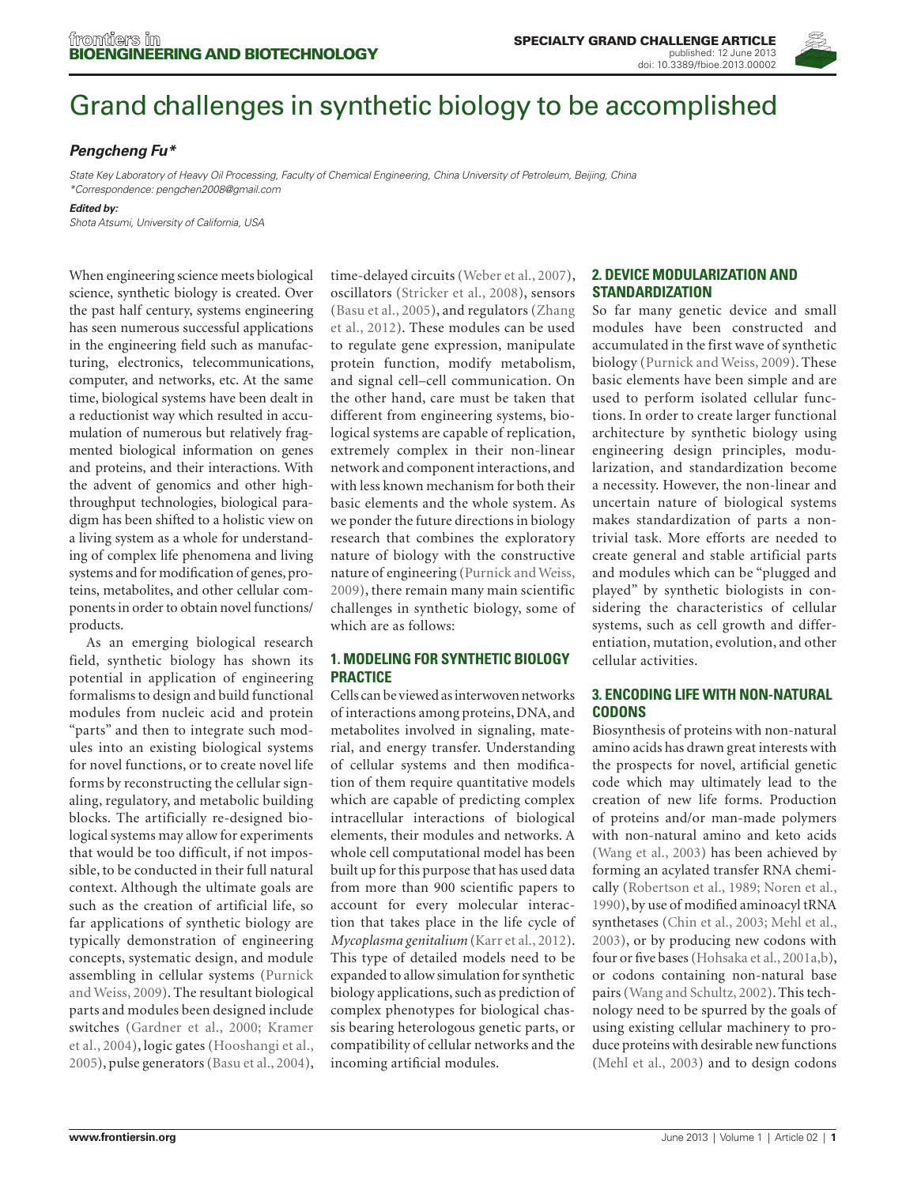# Grand challenges in synthetic biology to be accomplished

***Pengcheng Fu****

*State Key Laboratory of Heavy Oil Processing, Faculty of Chemical Engineering, China University of Petroleum, Beijing, China*
*\*Correspondence: pengchen2008@gmail.com*

***Edited by:***
*Shota Atsumi, University of California, USA*

When engineering science meets biological science, synthetic biology is created. Over the past half century, systems engineering has seen numerous successful applications in the engineering field such as manufacturing, electronics, telecommunications, computer, and networks, etc. At the same time, biological systems have been dealt in a reductionist way which resulted in accumulation of numerous but relatively fragmented biological information on genes and proteins, and their interactions. With the advent of genomics and other high-throughput technologies, biological paradigm has been shifted to a holistic view on a living system as a whole for understanding of complex life phenomena and living systems and for modification of genes, proteins, metabolites, and other cellular components in order to obtain novel functions/products.

As an emerging biological research field, synthetic biology has shown its potential in application of engineering formalisms to design and build functional modules from nucleic acid and protein "parts" and then to integrate such modules into an existing biological systems for novel functions, or to create novel life forms by reconstructing the cellular signaling, regulatory, and metabolic building blocks. The artificially re-designed biological systems may allow for experiments that would be too difficult, if not impossible, to be conducted in their full natural context. Although the ultimate goals are such as the creation of artificial life, so far applications of synthetic biology are typically demonstration of engineering concepts, systematic design, and module assembling in cellular systems (Purnick and Weiss, 2009). The resultant biological parts and modules been designed include switches (Gardner et al., 2000; Kramer et al., 2004), logic gates (Hooshangi et al., 2005), pulse generators (Basu et al., 2004), time-delayed circuits (Weber et al., 2007), oscillators (Stricker et al., 2008), sensors (Basu et al., 2005), and regulators (Zhang et al., 2012). These modules can be used to regulate gene expression, manipulate protein function, modify metabolism, and signal cell–cell communication. On the other hand, care must be taken that different from engineering systems, biological systems are capable of replication, extremely complex in their non-linear network and component interactions, and with less known mechanism for both their basic elements and the whole system. As we ponder the future directions in biology research that combines the exploratory nature of biology with the constructive nature of engineering (Purnick and Weiss, 2009), there remain many main scientific challenges in synthetic biology, some of which are as follows:

## 1. MODELING FOR SYNTHETIC BIOLOGY PRACTICE

Cells can be viewed as interwoven networks of interactions among proteins, DNA, and metabolites involved in signaling, material, and energy transfer. Understanding of cellular systems and then modification of them require quantitative models which are capable of predicting complex intracellular interactions of biological elements, their modules and networks. A whole cell computational model has been built up for this purpose that has used data from more than 900 scientific papers to account for every molecular interaction that takes place in the life cycle of *Mycoplasma genitalium* (Karr et al., 2012). This type of detailed models need to be expanded to allow simulation for synthetic biology applications, such as prediction of complex phenotypes for biological chassis bearing heterologous genetic parts, or compatibility of cellular networks and the incoming artificial modules.

## 2. DEVICE MODULARIZATION AND STANDARDIZATION

So far many genetic device and small modules have been constructed and accumulated in the first wave of synthetic biology (Purnick and Weiss, 2009). These basic elements have been simple and are used to perform isolated cellular functions. In order to create larger functional architecture by synthetic biology using engineering design principles, modularization, and standardization become a necessity. However, the non-linear and uncertain nature of biological systems makes standardization of parts a non-trivial task. More efforts are needed to create general and stable artificial parts and modules which can be "plugged and played" by synthetic biologists in considering the characteristics of cellular systems, such as cell growth and differentiation, mutation, evolution, and other cellular activities.

## 3. ENCODING LIFE WITH NON-NATURAL CODONS

Biosynthesis of proteins with non-natural amino acids has drawn great interests with the prospects for novel, artificial genetic code which may ultimately lead to the creation of new life forms. Production of proteins and/or man-made polymers with non-natural amino and keto acids (Wang et al., 2003) has been achieved by forming an acylated transfer RNA chemically (Robertson et al., 1989; Noren et al., 1990), by use of modified aminoacyl tRNA synthetases (Chin et al., 2003; Mehl et al., 2003), or by producing new codons with four or five bases (Hohsaka et al., 2001a,b), or codons containing non-natural base pairs (Wang and Schultz, 2002). This technology need to be spurred by the goals of using existing cellular machinery to produce proteins with desirable new functions (Mehl et al., 2003) and to design codons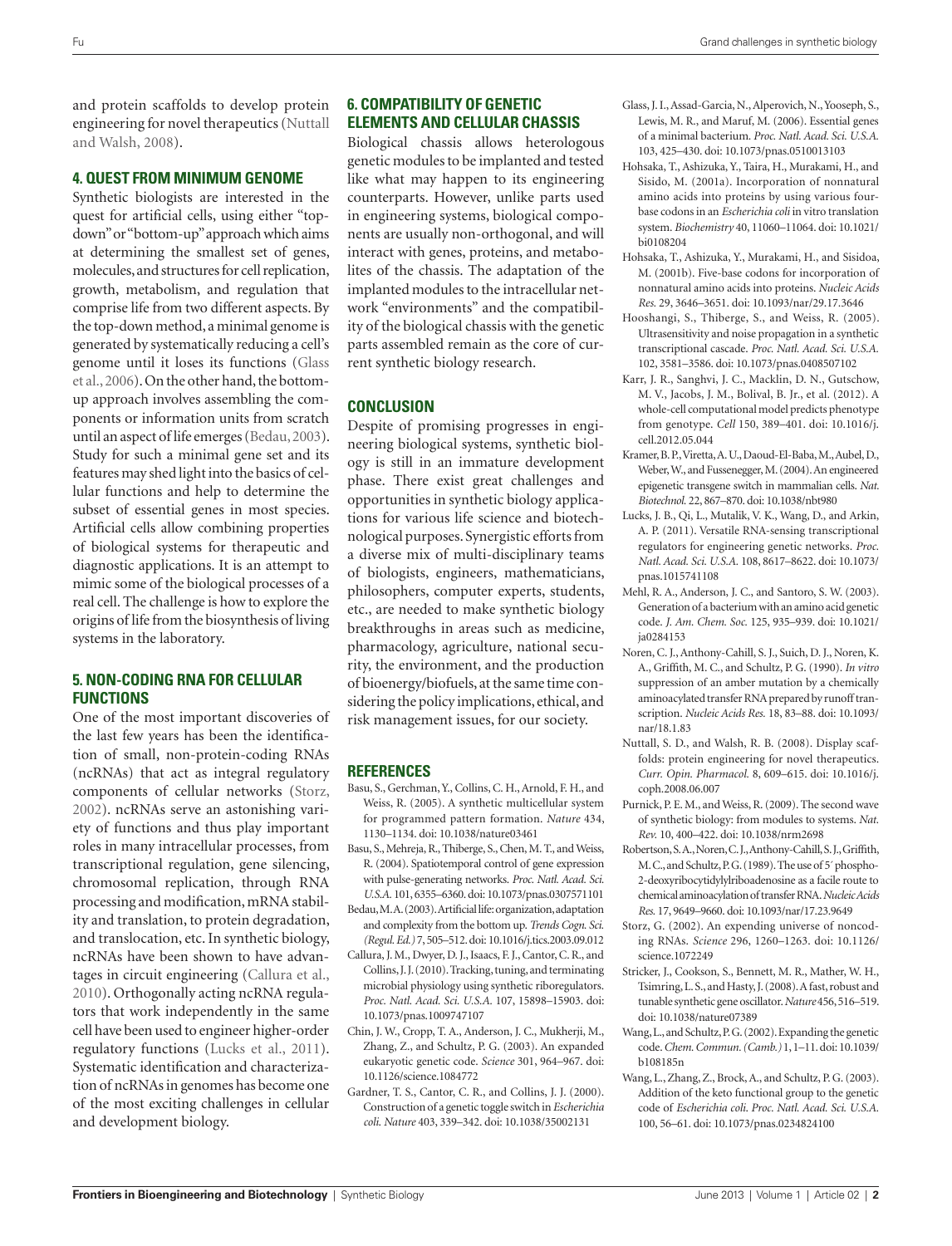and protein scaffolds to develop protein engineering for novel therapeutics (Nuttall and Walsh, 2008).

## 4. QUEST FROM MINIMUM GENOME

Synthetic biologists are interested in the quest for artificial cells, using either "top-down" or "bottom-up" approach which aims at determining the smallest set of genes, molecules, and structures for cell replication, growth, metabolism, and regulation that comprise life from two different aspects. By the top-down method, a minimal genome is generated by systematically reducing a cell's genome until it loses its functions (Glass et al., 2006). On the other hand, the bottom-up approach involves assembling the components or information units from scratch until an aspect of life emerges (Bedau, 2003). Study for such a minimal gene set and its features may shed light into the basics of cellular functions and help to determine the subset of essential genes in most species. Artificial cells allow combining properties of biological systems for therapeutic and diagnostic applications. It is an attempt to mimic some of the biological processes of a real cell. The challenge is how to explore the origins of life from the biosynthesis of living systems in the laboratory.

## 5. NON-CODING RNA FOR CELLULAR FUNCTIONS

One of the most important discoveries of the last few years has been the identification of small, non-protein-coding RNAs (ncRNAs) that act as integral regulatory components of cellular networks (Storz, 2002). ncRNAs serve an astonishing variety of functions and thus play important roles in many intracellular processes, from transcriptional regulation, gene silencing, chromosomal replication, through RNA processing and modification, mRNA stability and translation, to protein degradation, and translocation, etc. In synthetic biology, ncRNAs have been shown to have advantages in circuit engineering (Callura et al., 2010). Orthogonally acting ncRNA regulators that work independently in the same cell have been used to engineer higher-order regulatory functions (Lucks et al., 2011). Systematic identification and characterization of ncRNAs in genomes has become one of the most exciting challenges in cellular and development biology.

## 6. COMPATIBILITY OF GENETIC ELEMENTS AND CELLULAR CHASSIS

Biological chassis allows heterologous genetic modules to be implanted and tested like what may happen to its engineering counterparts. However, unlike parts used in engineering systems, biological components are usually non-orthogonal, and will interact with genes, proteins, and metabolites of the chassis. The adaptation of the implanted modules to the intracellular network "environments" and the compatibility of the biological chassis with the genetic parts assembled remain as the core of current synthetic biology research.

## CONCLUSION

Despite of promising progresses in engineering biological systems, synthetic biology is still in an immature development phase. There exist great challenges and opportunities in synthetic biology applications for various life science and biotechnological purposes. Synergistic efforts from a diverse mix of multi-disciplinary teams of biologists, engineers, mathematicians, philosophers, computer experts, students, etc., are needed to make synthetic biology breakthroughs in areas such as medicine, pharmacology, agriculture, national security, the environment, and the production of bioenergy/biofuels, at the same time considering the policy implications, ethical, and risk management issues, for our society.

## REFERENCES

Basu, S., Gerchman, Y., Collins, C. H., Arnold, F. H., and Weiss, R. (2005). A synthetic multicellular system for programmed pattern formation. *Nature* 434, 1130–1134. doi: 10.1038/nature03461

Basu, S., Mehreja, R., Thiberge, S., Chen, M. T., and Weiss, R. (2004). Spatiotemporal control of gene expression with pulse-generating networks. *Proc. Natl. Acad. Sci. U.S.A.* 101, 6355–6360. doi: 10.1073/pnas.0307571101

Bedau, M. A. (2003). Artificial life: organization, adaptation and complexity from the bottom up. *Trends Cogn. Sci. (Regul. Ed.)* 7, 505–512. doi: 10.1016/j.tics.2003.09.012

Callura, J. M., Dwyer, D. J., Isaacs, F. J., Cantor, C. R., and Collins, J. J. (2010). Tracking, tuning, and terminating microbial physiology using synthetic riboregulators. *Proc. Natl. Acad. Sci. U.S.A.* 107, 15898–15903. doi: 10.1073/pnas.1009747107

Chin, J. W., Cropp, T. A., Anderson, J. C., Mukherji, M., Zhang, Z., and Schultz, P. G. (2003). An expanded eukaryotic genetic code. *Science* 301, 964–967. doi: 10.1126/science.1084772

Gardner, T. S., Cantor, C. R., and Collins, J. J. (2000). Construction of a genetic toggle switch in *Escherichia coli*. *Nature* 403, 339–342. doi: 10.1038/35002131

Glass, J. I., Assad-Garcia, N., Alperovich, N., Yooseph, S., Lewis, M. R., and Maruf, M. (2006). Essential genes of a minimal bacterium. *Proc. Natl. Acad. Sci. U.S.A.* 103, 425–430. doi: 10.1073/pnas.0510013103

Hohsaka, T., Ashizuka, Y., Taira, H., Murakami, H., and Sisido, M. (2001a). Incorporation of nonnatural amino acids into proteins by using various four-base codons in an *Escherichia coli* in vitro translation system. *Biochemistry* 40, 11060–11064. doi: 10.1021/bi0108204

Hohsaka, T., Ashizuka, Y., Murakami, H., and Sisidoa, M. (2001b). Five-base codons for incorporation of nonnatural amino acids into proteins. *Nucleic Acids Res.* 29, 3646–3651. doi: 10.1093/nar/29.17.3646

Hooshangi, S., Thiberge, S., and Weiss, R. (2005). Ultrasensitivity and noise propagation in a synthetic transcriptional cascade. *Proc. Natl. Acad. Sci. U.S.A.* 102, 3581–3586. doi: 10.1073/pnas.0408507102

Karr, J. R., Sanghvi, J. C., Macklin, D. N., Gutschow, M. V., Jacobs, J. M., Bolival, B. Jr., et al. (2012). A whole-cell computational model predicts phenotype from genotype. *Cell* 150, 389–401. doi: 10.1016/j.cell.2012.05.044

Kramer, B. P., Viretta, A. U., Daoud-El-Baba, M., Aubel, D., Weber, W., and Fussenegger, M. (2004). An engineered epigenetic transgene switch in mammalian cells. *Nat. Biotechnol.* 22, 867–870. doi: 10.1038/nbt980

Lucks, J. B., Qi, L., Mutalik, V. K., Wang, D., and Arkin, A. P. (2011). Versatile RNA-sensing transcriptional regulators for engineering genetic networks. *Proc. Natl. Acad. Sci. U.S.A.* 108, 8617–8622. doi: 10.1073/pnas.1015741108

Mehl, R. A., Anderson, J. C., and Santoro, S. W. (2003). Generation of a bacterium with an amino acid genetic code. *J. Am. Chem. Soc.* 125, 935–939. doi: 10.1021/ja0284153

Noren, C. J., Anthony-Cahill, S. J., Suich, D. J., Noren, K. A., Griffith, M. C., and Schultz, P. G. (1990). *In vitro* suppression of an amber mutation by a chemically aminoacylated transfer RNA prepared by runoff transcription. *Nucleic Acids Res.* 18, 83–88. doi: 10.1093/nar/18.1.83

Nuttall, S. D., and Walsh, R. B. (2008). Display scaffolds: protein engineering for novel therapeutics. *Curr. Opin. Pharmacol.* 8, 609–615. doi: 10.1016/j.coph.2008.06.007

Purnick, P. E. M., and Weiss, R. (2009). The second wave of synthetic biology: from modules to systems. *Nat. Rev.* 10, 400–422. doi: 10.1038/nrm2698

Robertson, S. A., Noren, C. J., Anthony-Cahill, S. J., Griffith, M. C., and Schultz, P. G. (1989). The use of 5′ phospho-2-deoxyribocytidylylriboadenosine as a facile route to chemical aminoacylation of transfer RNA. *Nucleic Acids Res.* 17, 9649–9660. doi: 10.1093/nar/17.23.9649

Storz, G. (2002). An expending universe of noncoding RNAs. *Science* 296, 1260–1263. doi: 10.1126/science.1072249

Stricker, J., Cookson, S., Bennett, M. R., Mather, W. H., Tsimring, L. S., and Hasty, J. (2008). A fast, robust and tunable synthetic gene oscillator. *Nature* 456, 516–519. doi: 10.1038/nature07389

Wang, L., and Schultz, P. G. (2002). Expanding the genetic code. *Chem. Commun. (Camb.)* 1, 1–11. doi: 10.1039/b108185n

Wang, L., Zhang, Z., Brock, A., and Schultz, P. G. (2003). Addition of the keto functional group to the genetic code of *Escherichia coli*. *Proc. Natl. Acad. Sci. U.S.A.* 100, 56–61. doi: 10.1073/pnas.0234824100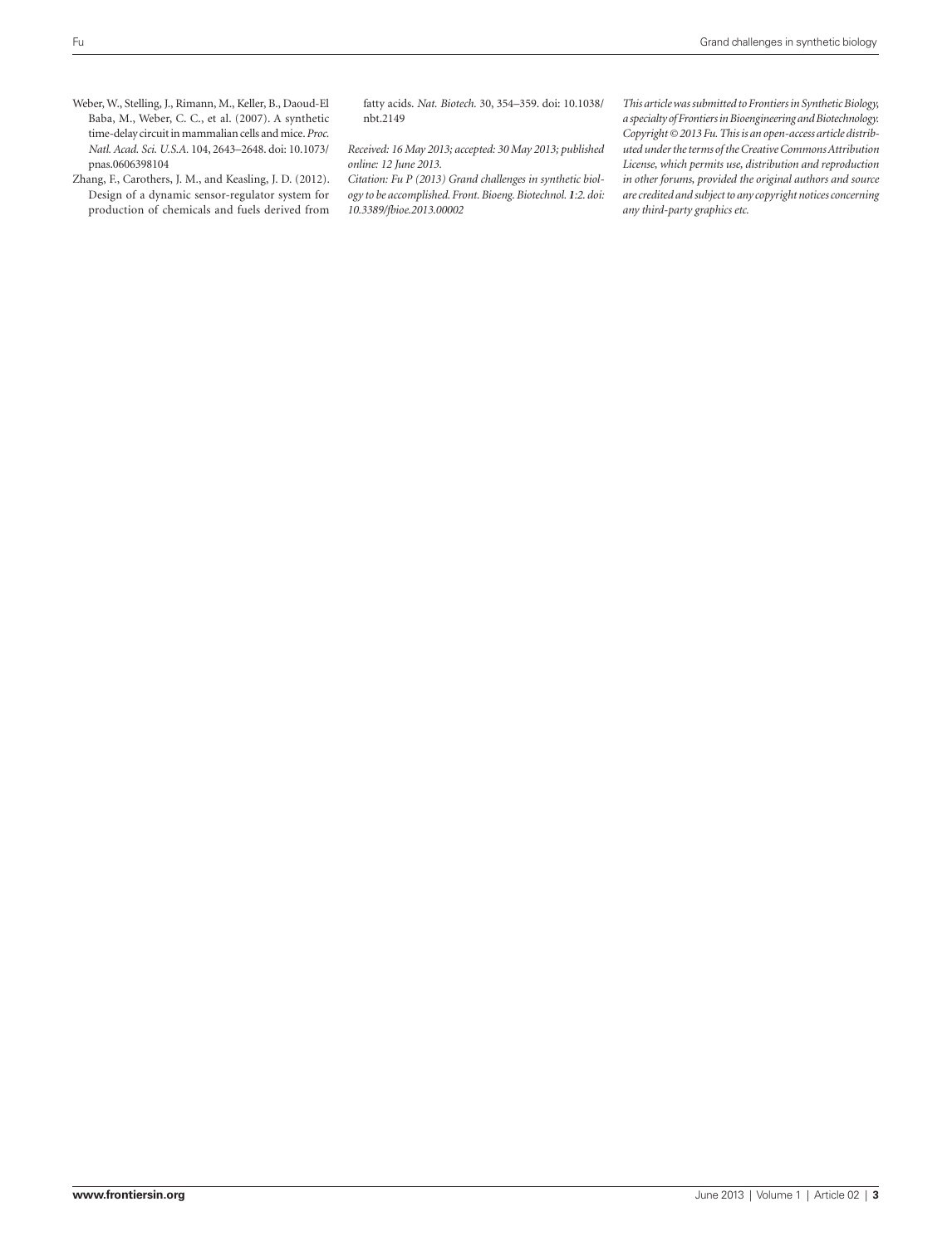Weber, W., Stelling, J., Rimann, M., Keller, B., Daoud-El Baba, M., Weber, C. C., et al. (2007). A synthetic time-delay circuit in mammalian cells and mice. *Proc. Natl. Acad. Sci. U.S.A.* 104, 2643–2648. doi: 10.1073/pnas.0606398104

Zhang, F., Carothers, J. M., and Keasling, J. D. (2012). Design of a dynamic sensor-regulator system for production of chemicals and fuels derived from fatty acids. *Nat. Biotech.* 30, 354–359. doi: 10.1038/nbt.2149

*Received: 16 May 2013; accepted: 30 May 2013; published online: 12 June 2013.*

*Citation: Fu P (2013) Grand challenges in synthetic biology to be accomplished. Front. Bioeng. Biotechnol. **1**:2. doi: 10.3389/fbioe.2013.00002*

*This article was submitted to Frontiers in Synthetic Biology, a specialty of Frontiers in Bioengineering and Biotechnology.*

*Copyright © 2013 Fu. This is an open-access article distributed under the terms of the Creative Commons Attribution License, which permits use, distribution and reproduction in other forums, provided the original authors and source are credited and subject to any copyright notices concerning any third-party graphics etc.*